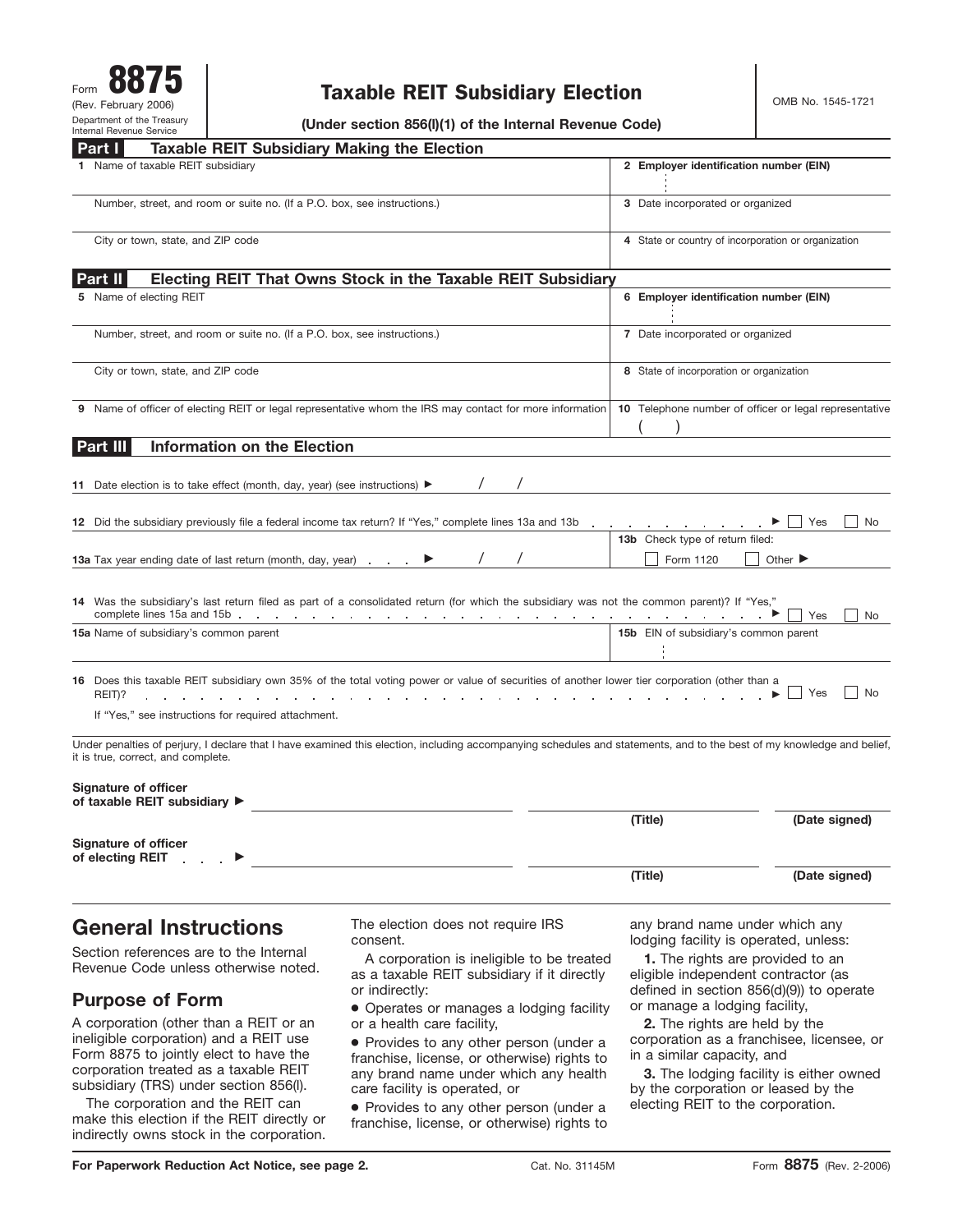Form **8875** (Rev. February 2006) Department of the Treasury Internal Revenue Service

# Taxable REIT Subsidiary Election

**(Under section 856(l)(1) of the Internal Revenue Code)**

OMB No. 1545-1721

## Part I Taxable REIT Subsidiary Making the Election

| | |
|---|---|
| **1** Name of taxable REIT subsidiary | **2 Employer identification number (EIN)** |
| Number, street, and room or suite no. (If a P.O. box, see instructions.) | **3** Date incorporated or organized |
| City or town, state, and ZIP code | **4** State or country of incorporation or organization |

## Part II Electing REIT That Owns Stock in the Taxable REIT Subsidiary

| | |
|---|---|
| **5** Name of electing REIT | **6 Employer identification number (EIN)** |
| Number, street, and room or suite no. (If a P.O. box, see instructions.) | **7** Date incorporated or organized |
| City or town, state, and ZIP code | **8** State of incorporation or organization |
| **9** Name of officer of electing REIT or legal representative whom the IRS may contact for more information | **10** Telephone number of officer or legal representative ( ) |

## Part III Information on the Election

**11** Date election is to take effect (month, day, year) (see instructions) ▶ / /

**12** Did the subsidiary previously file a federal income tax return? If "Yes," complete lines 13a and 13b ▶ ☐ Yes ☐ No

**13a** Tax year ending date of last return (month, day, year) ▶ / /

**13b** Check type of return filed: ☐ Form 1120 ☐ Other ▶

**14** Was the subsidiary's last return filed as part of a consolidated return (for which the subsidiary was not the common parent)? If "Yes," complete lines 15a and 15b ▶ ☐ Yes ☐ No

| | |
|---|---|
| **15a** Name of subsidiary's common parent | **15b** EIN of subsidiary's common parent |

**16** Does this taxable REIT subsidiary own 35% of the total voting power or value of securities of another lower tier corporation (other than a REIT)? ▶ ☐ Yes ☐ No

If "Yes," see instructions for required attachment.

Under penalties of perjury, I declare that I have examined this election, including accompanying schedules and statements, and to the best of my knowledge and belief, it is true, correct, and complete.

**Signature of officer of taxable REIT subsidiary** ▶ ______________________ **(Title)** **(Date signed)**

**Signature of officer of electing REIT** ▶ ______________________ **(Title)** **(Date signed)**

# General Instructions

Section references are to the Internal Revenue Code unless otherwise noted.

## Purpose of Form

A corporation (other than a REIT or an ineligible corporation) and a REIT use Form 8875 to jointly elect to have the corporation treated as a taxable REIT subsidiary (TRS) under section 856(l).

The corporation and the REIT can make this election if the REIT directly or indirectly owns stock in the corporation. The election does not require IRS consent.

A corporation is ineligible to be treated as a taxable REIT subsidiary if it directly or indirectly:

- Operates or manages a lodging facility or a health care facility,
- Provides to any other person (under a franchise, license, or otherwise) rights to any brand name under which any health care facility is operated, or
- Provides to any other person (under a franchise, license, or otherwise) rights to any brand name under which any lodging facility is operated, unless:

**1.** The rights are provided to an eligible independent contractor (as defined in section 856(d)(9)) to operate or manage a lodging facility,

**2.** The rights are held by the corporation as a franchisee, licensee, or in a similar capacity, and

**3.** The lodging facility is either owned by the corporation or leased by the electing REIT to the corporation.

**For Paperwork Reduction Act Notice, see page 2.** Cat. No. 31145M Form **8875** (Rev. 2-2006)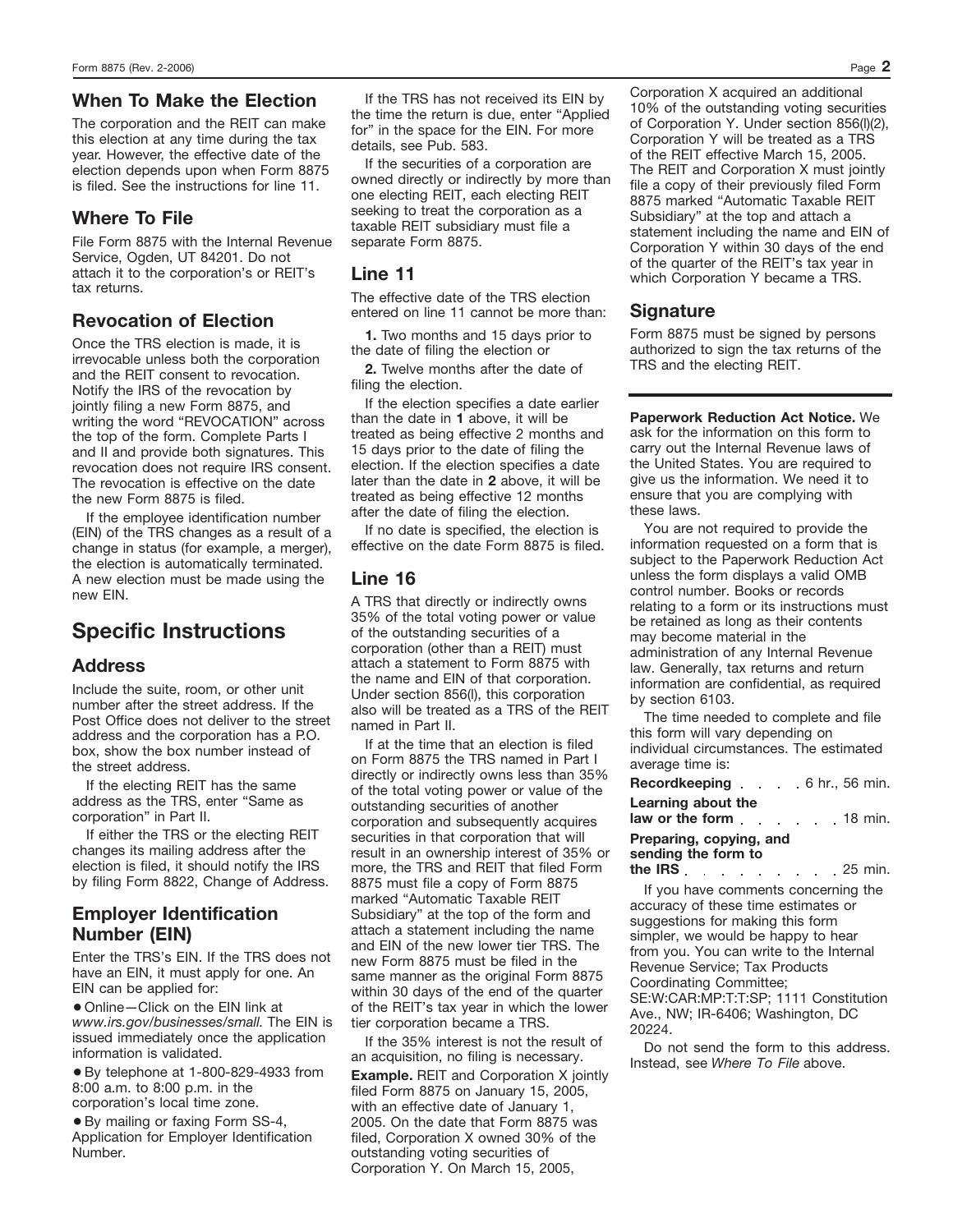## When To Make the Election

The corporation and the REIT can make this election at any time during the tax year. However, the effective date of the election depends upon when Form 8875 is filed. See the instructions for line 11.

## Where To File

File Form 8875 with the Internal Revenue Service, Ogden, UT 84201. Do not attach it to the corporation's or REIT's tax returns.

## Revocation of Election

Once the TRS election is made, it is irrevocable unless both the corporation and the REIT consent to revocation. Notify the IRS of the revocation by jointly filing a new Form 8875, and writing the word "REVOCATION" across the top of the form. Complete Parts I and II and provide both signatures. This revocation does not require IRS consent. The revocation is effective on the date the new Form 8875 is filed.

If the employee identification number (EIN) of the TRS changes as a result of a change in status (for example, a merger), the election is automatically terminated. A new election must be made using the new EIN.

# Specific Instructions

## Address

Include the suite, room, or other unit number after the street address. If the Post Office does not deliver to the street address and the corporation has a P.O. box, show the box number instead of the street address.

If the electing REIT has the same address as the TRS, enter "Same as corporation" in Part II.

If either the TRS or the electing REIT changes its mailing address after the election is filed, it should notify the IRS by filing Form 8822, Change of Address.

## Employer Identification Number (EIN)

Enter the TRS's EIN. If the TRS does not have an EIN, it must apply for one. An EIN can be applied for:

- Online—Click on the EIN link at *www.irs.gov/businesses/small.* The EIN is issued immediately once the application information is validated.
- By telephone at 1-800-829-4933 from 8:00 a.m. to 8:00 p.m. in the corporation's local time zone.
- By mailing or faxing Form SS-4, Application for Employer Identification Number.

If the TRS has not received its EIN by the time the return is due, enter "Applied for" in the space for the EIN. For more details, see Pub. 583.

If the securities of a corporation are owned directly or indirectly by more than one electing REIT, each electing REIT seeking to treat the corporation as a taxable REIT subsidiary must file a separate Form 8875.

## Line 11

The effective date of the TRS election entered on line 11 cannot be more than:

**1.** Two months and 15 days prior to the date of filing the election or

**2.** Twelve months after the date of filing the election.

If the election specifies a date earlier than the date in **1** above, it will be treated as being effective 2 months and 15 days prior to the date of filing the election. If the election specifies a date later than the date in **2** above, it will be treated as being effective 12 months after the date of filing the election.

If no date is specified, the election is effective on the date Form 8875 is filed.

## Line 16

A TRS that directly or indirectly owns 35% of the total voting power or value of the outstanding securities of a corporation (other than a REIT) must attach a statement to Form 8875 with the name and EIN of that corporation. Under section 856(l), this corporation also will be treated as a TRS of the REIT named in Part II.

If at the time that an election is filed on Form 8875 the TRS named in Part I directly or indirectly owns less than 35% of the total voting power or value of the outstanding securities of another corporation and subsequently acquires securities in that corporation that will result in an ownership interest of 35% or more, the TRS and REIT that filed Form 8875 must file a copy of Form 8875 marked "Automatic Taxable REIT Subsidiary" at the top of the form and attach a statement including the name and EIN of the new lower tier TRS. The new Form 8875 must be filed in the same manner as the original Form 8875 within 30 days of the end of the quarter of the REIT's tax year in which the lower tier corporation became a TRS.

If the 35% interest is not the result of an acquisition, no filing is necessary.

**Example.** REIT and Corporation X jointly filed Form 8875 on January 15, 2005, with an effective date of January 1, 2005. On the date that Form 8875 was filed, Corporation X owned 30% of the outstanding voting securities of Corporation Y. On March 15, 2005, Corporation X acquired an additional 10% of the outstanding voting securities of Corporation Y. Under section 856(l)(2), Corporation Y will be treated as a TRS of the REIT effective March 15, 2005. The REIT and Corporation X must jointly file a copy of their previously filed Form 8875 marked "Automatic Taxable REIT Subsidiary" at the top and attach a statement including the name and EIN of Corporation Y within 30 days of the end of the quarter of the REIT's tax year in which Corporation Y became a TRS.

## Signature

Form 8875 must be signed by persons authorized to sign the tax returns of the TRS and the electing REIT.

---

**Paperwork Reduction Act Notice.** We ask for the information on this form to carry out the Internal Revenue laws of the United States. You are required to give us the information. We need it to ensure that you are complying with these laws.

You are not required to provide the information requested on a form that is subject to the Paperwork Reduction Act unless the form displays a valid OMB control number. Books or records relating to a form or its instructions must be retained as long as their contents may become material in the administration of any Internal Revenue law. Generally, tax returns and return information are confidential, as required by section 6103.

The time needed to complete and file this form will vary depending on individual circumstances. The estimated average time is:

**Recordkeeping** . . . . 6 hr., 56 min.
**Learning about the law or the form** . . . . . . 18 min.
**Preparing, copying, and sending the form to the IRS** . . . . . . . . . . 25 min.

If you have comments concerning the accuracy of these time estimates or suggestions for making this form simpler, we would be happy to hear from you. You can write to the Internal Revenue Service; Tax Products Coordinating Committee; SE:W:CAR:MP:T:T:SP; 1111 Constitution Ave., NW; IR-6406; Washington, DC 20224.

Do not send the form to this address. Instead, see *Where To File* above.